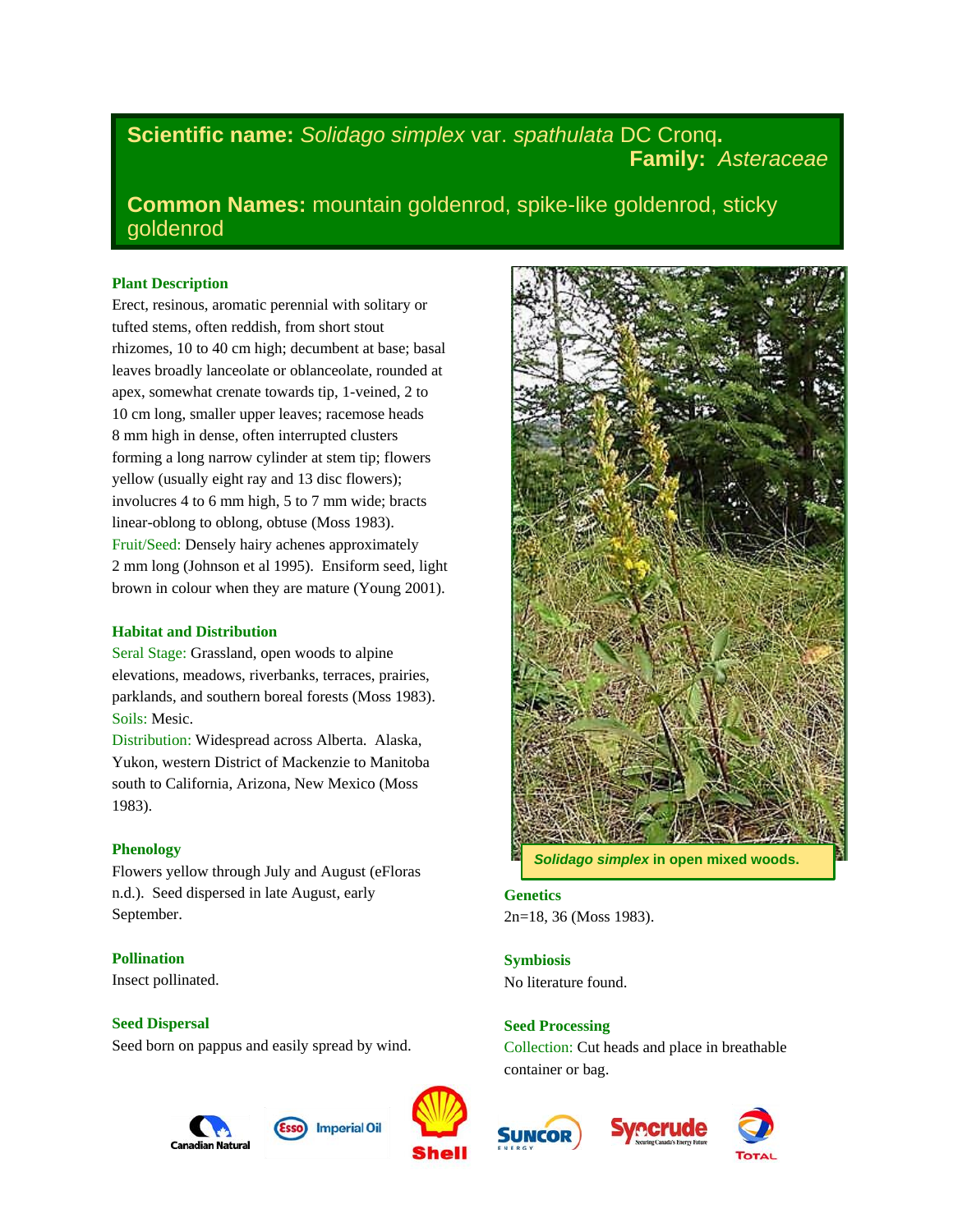**Scientific name:** *Solidago simplex* var. *spathulata* DC Cronq**.**
**Family:** *Asteraceae*

**Common Names:** mountain goldenrod, spike-like goldenrod, sticky goldenrod

## Plant Description

Erect, resinous, aromatic perennial with solitary or tufted stems, often reddish, from short stout rhizomes, 10 to 40 cm high; decumbent at base; basal leaves broadly lanceolate or oblanceolate, rounded at apex, somewhat crenate towards tip, 1-veined, 2 to 10 cm long, smaller upper leaves; racemose heads 8 mm high in dense, often interrupted clusters forming a long narrow cylinder at stem tip; flowers yellow (usually eight ray and 13 disc flowers); involucres 4 to 6 mm high, 5 to 7 mm wide; bracts linear-oblong to oblong, obtuse (Moss 1983).

Fruit/Seed: Densely hairy achenes approximately 2 mm long (Johnson et al 1995). Ensiform seed, light brown in colour when they are mature (Young 2001).

## Habitat and Distribution

Seral Stage: Grassland, open woods to alpine elevations, meadows, riverbanks, terraces, prairies, parklands, and southern boreal forests (Moss 1983).

Soils: Mesic.

Distribution: Widespread across Alberta. Alaska, Yukon, western District of Mackenzie to Manitoba south to California, Arizona, New Mexico (Moss 1983).

## Phenology

Flowers yellow through July and August (eFloras n.d.). Seed dispersed in late August, early September.

## Pollination

Insect pollinated.

## Seed Dispersal

Seed born on pappus and easily spread by wind.

***Solidago simplex* in open mixed woods.**

## Genetics

2n=18, 36 (Moss 1983).

## Symbiosis

No literature found.

## Seed Processing

Collection: Cut heads and place in breathable container or bag.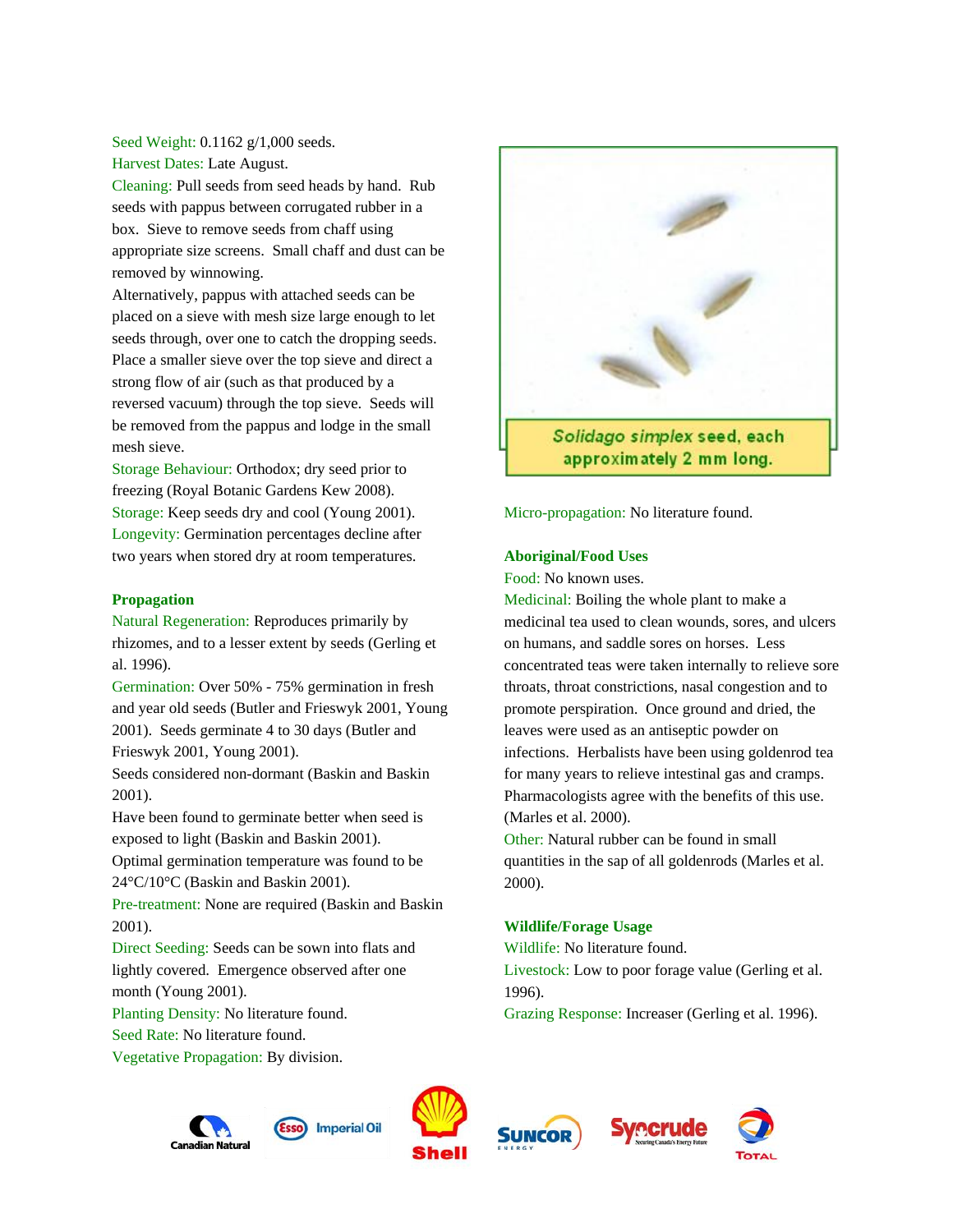Seed Weight: 0.1162 g/1,000 seeds.
Harvest Dates: Late August.
Cleaning: Pull seeds from seed heads by hand. Rub seeds with pappus between corrugated rubber in a box. Sieve to remove seeds from chaff using appropriate size screens. Small chaff and dust can be removed by winnowing.
Alternatively, pappus with attached seeds can be placed on a sieve with mesh size large enough to let seeds through, over one to catch the dropping seeds. Place a smaller sieve over the top sieve and direct a strong flow of air (such as that produced by a reversed vacuum) through the top sieve. Seeds will be removed from the pappus and lodge in the small mesh sieve.
Storage Behaviour: Orthodox; dry seed prior to freezing (Royal Botanic Gardens Kew 2008).
Storage: Keep seeds dry and cool (Young 2001).
Longevity: Germination percentages decline after two years when stored dry at room temperatures.

### Propagation

Natural Regeneration: Reproduces primarily by rhizomes, and to a lesser extent by seeds (Gerling et al. 1996).
Germination: Over 50% - 75% germination in fresh and year old seeds (Butler and Frieswyk 2001, Young 2001). Seeds germinate 4 to 30 days (Butler and Frieswyk 2001, Young 2001).
Seeds considered non-dormant (Baskin and Baskin 2001).
Have been found to germinate better when seed is exposed to light (Baskin and Baskin 2001).
Optimal germination temperature was found to be 24°C/10°C (Baskin and Baskin 2001).
Pre-treatment: None are required (Baskin and Baskin 2001).
Direct Seeding: Seeds can be sown into flats and lightly covered. Emergence observed after one month (Young 2001).
Planting Density: No literature found.
Seed Rate: No literature found.
Vegetative Propagation: By division.

*Solidago simplex* seed, each approximately 2 mm long.

Micro-propagation: No literature found.

### Aboriginal/Food Uses

Food: No known uses.
Medicinal: Boiling the whole plant to make a medicinal tea used to clean wounds, sores, and ulcers on humans, and saddle sores on horses. Less concentrated teas were taken internally to relieve sore throats, throat constrictions, nasal congestion and to promote perspiration. Once ground and dried, the leaves were used as an antiseptic powder on infections. Herbalists have been using goldenrod tea for many years to relieve intestinal gas and cramps. Pharmacologists agree with the benefits of this use. (Marles et al. 2000).
Other: Natural rubber can be found in small quantities in the sap of all goldenrods (Marles et al. 2000).

### Wildlife/Forage Usage

Wildlife: No literature found.
Livestock: Low to poor forage value (Gerling et al. 1996).
Grazing Response: Increaser (Gerling et al. 1996).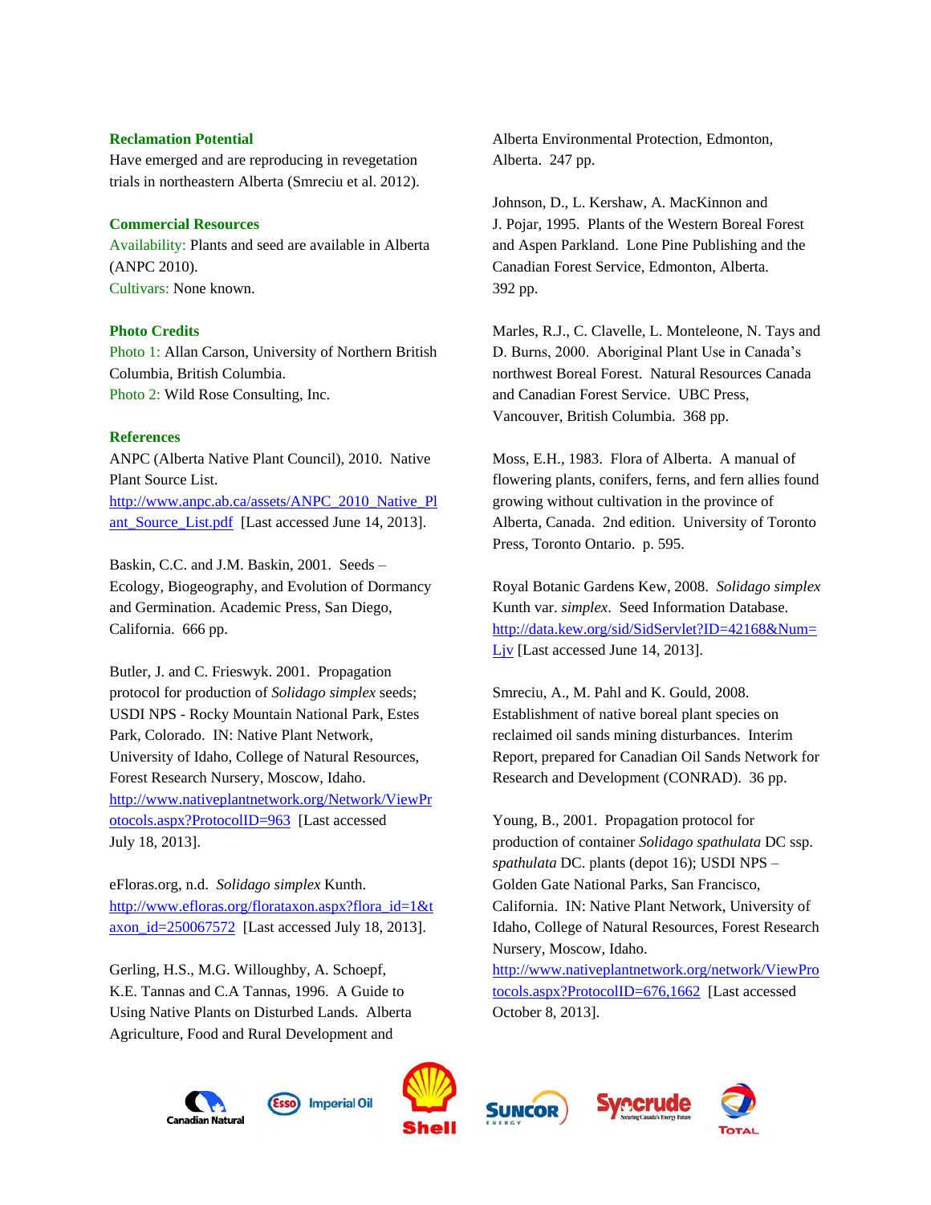### Reclamation Potential

Have emerged and are reproducing in revegetation trials in northeastern Alberta (Smreciu et al. 2012).

### Commercial Resources

Availability: Plants and seed are available in Alberta (ANPC 2010).

Cultivars: None known.

### Photo Credits

Photo 1: Allan Carson, University of Northern British Columbia, British Columbia.

Photo 2: Wild Rose Consulting, Inc.

### References

ANPC (Alberta Native Plant Council), 2010. Native Plant Source List. http://www.anpc.ab.ca/assets/ANPC_2010_Native_Plant_Source_List.pdf [Last accessed June 14, 2013].

Baskin, C.C. and J.M. Baskin, 2001. Seeds – Ecology, Biogeography, and Evolution of Dormancy and Germination. Academic Press, San Diego, California. 666 pp.

Butler, J. and C. Frieswyk. 2001. Propagation protocol for production of *Solidago simplex* seeds; USDI NPS - Rocky Mountain National Park, Estes Park, Colorado. IN: Native Plant Network, University of Idaho, College of Natural Resources, Forest Research Nursery, Moscow, Idaho. http://www.nativeplantnetwork.org/Network/ViewProtocols.aspx?ProtocolID=963 [Last accessed July 18, 2013].

eFloras.org, n.d. *Solidago simplex* Kunth. http://www.efloras.org/florataxon.aspx?flora_id=1&taxon_id=250067572 [Last accessed July 18, 2013].

Gerling, H.S., M.G. Willoughby, A. Schoepf, K.E. Tannas and C.A Tannas, 1996. A Guide to Using Native Plants on Disturbed Lands. Alberta Agriculture, Food and Rural Development and Alberta Environmental Protection, Edmonton, Alberta. 247 pp.

Johnson, D., L. Kershaw, A. MacKinnon and J. Pojar, 1995. Plants of the Western Boreal Forest and Aspen Parkland. Lone Pine Publishing and the Canadian Forest Service, Edmonton, Alberta. 392 pp.

Marles, R.J., C. Clavelle, L. Monteleone, N. Tays and D. Burns, 2000. Aboriginal Plant Use in Canada's northwest Boreal Forest. Natural Resources Canada and Canadian Forest Service. UBC Press, Vancouver, British Columbia. 368 pp.

Moss, E.H., 1983. Flora of Alberta. A manual of flowering plants, conifers, ferns, and fern allies found growing without cultivation in the province of Alberta, Canada. 2nd edition. University of Toronto Press, Toronto Ontario. p. 595.

Royal Botanic Gardens Kew, 2008. *Solidago simplex* Kunth var. *simplex*. Seed Information Database. http://data.kew.org/sid/SidServlet?ID=42168&Num=Ljv [Last accessed June 14, 2013].

Smreciu, A., M. Pahl and K. Gould, 2008. Establishment of native boreal plant species on reclaimed oil sands mining disturbances. Interim Report, prepared for Canadian Oil Sands Network for Research and Development (CONRAD). 36 pp.

Young, B., 2001. Propagation protocol for production of container *Solidago spathulata* DC ssp. *spathulata* DC. plants (depot 16); USDI NPS – Golden Gate National Parks, San Francisco, California. IN: Native Plant Network, University of Idaho, College of Natural Resources, Forest Research Nursery, Moscow, Idaho. http://www.nativeplantnetwork.org/network/ViewProtocols.aspx?ProtocolID=676,1662 [Last accessed October 8, 2013].